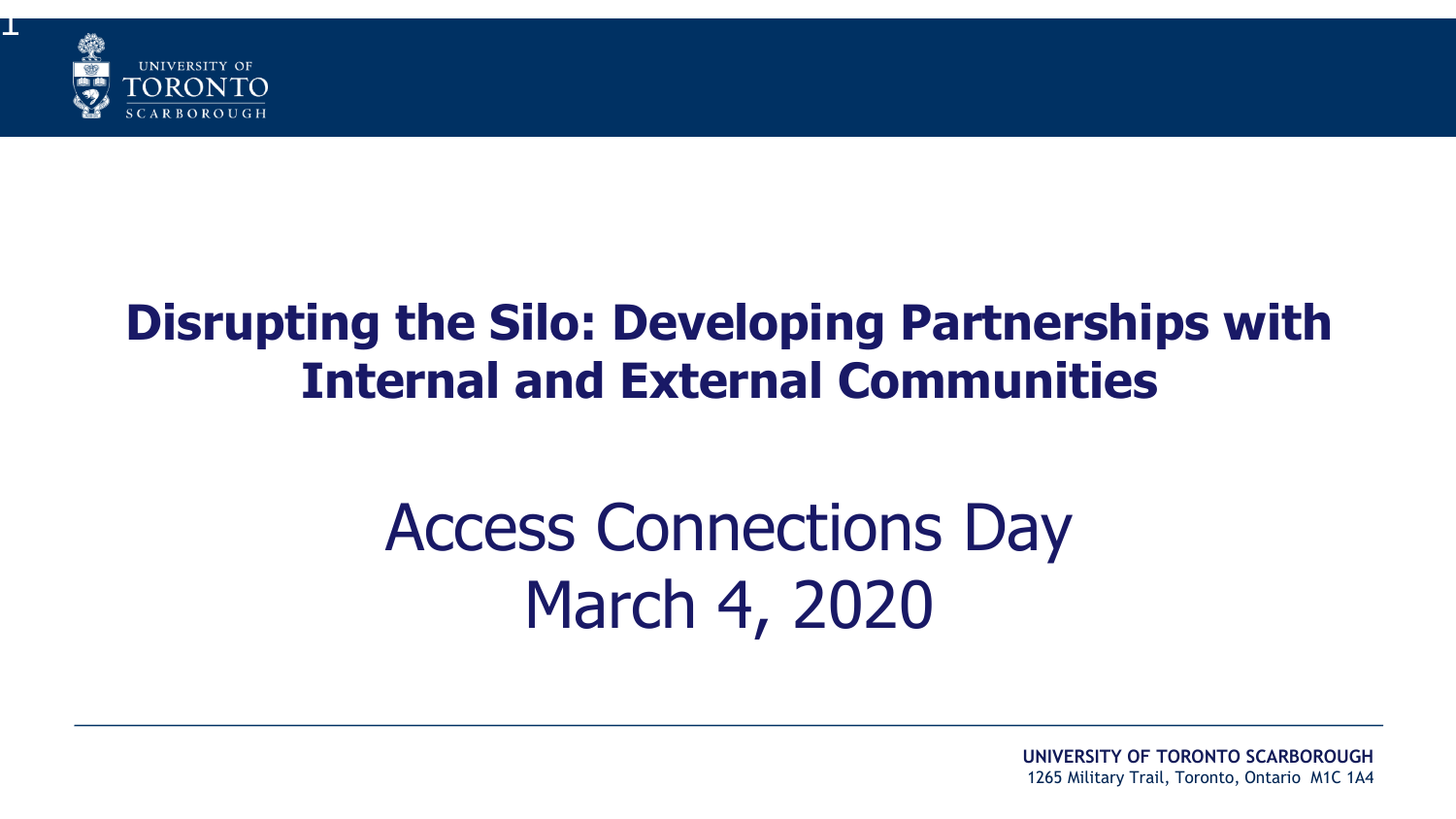# Disrupting the Silo: Developing Partnerships with Internal and External Communities

Access Connections Day
March 4, 2020

**UNIVERSITY OF TORONTO SCARBOROUGH**
1265 Military Trail, Toronto, Ontario M1C 1A4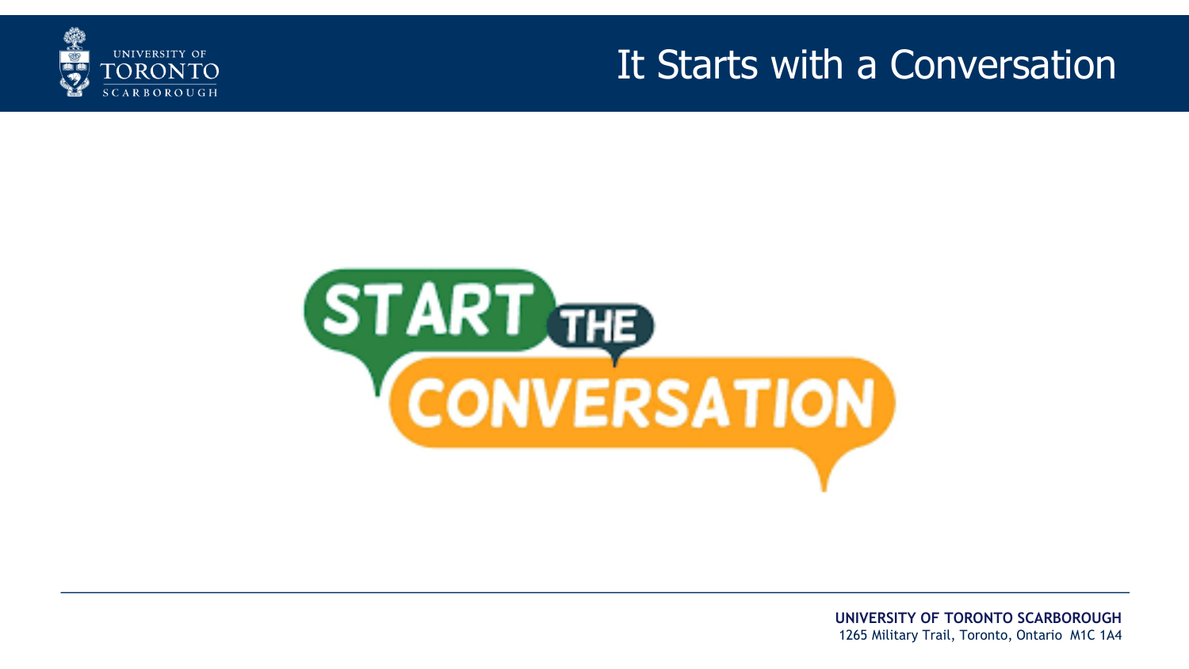# It Starts with a Conversation

START THE CONVERSATION

**UNIVERSITY OF TORONTO SCARBOROUGH**
1265 Military Trail, Toronto, Ontario M1C 1A4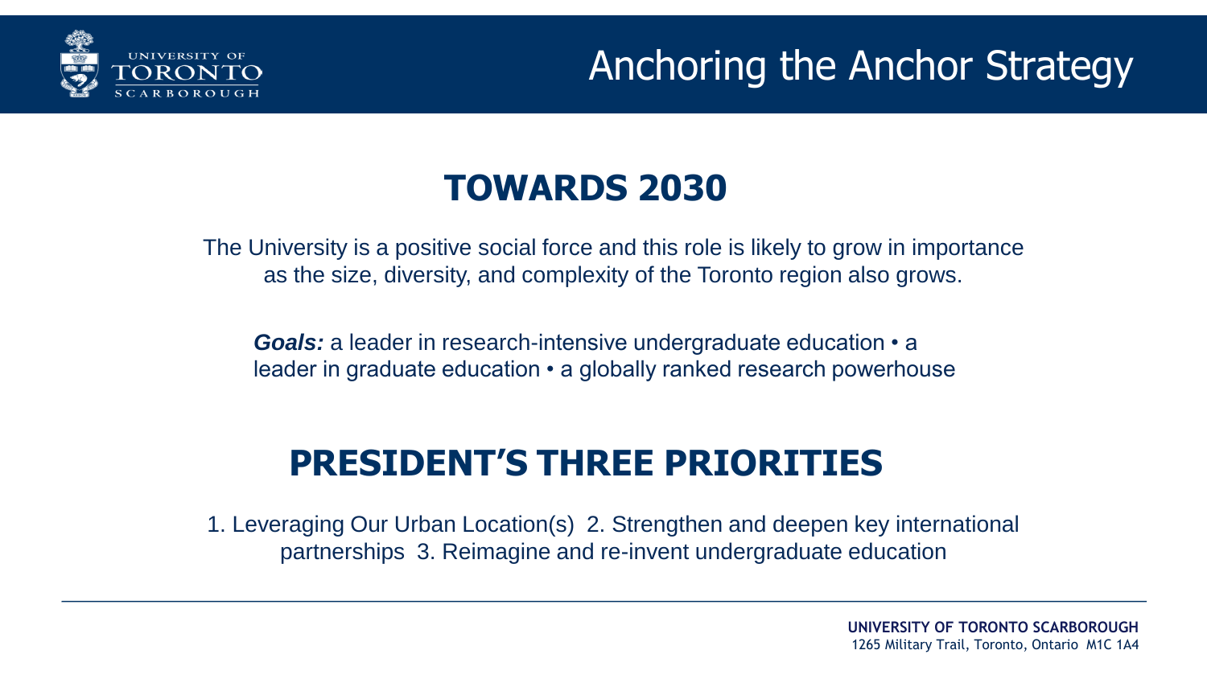# Anchoring the Anchor Strategy

## TOWARDS 2030

The University is a positive social force and this role is likely to grow in importance as the size, diversity, and complexity of the Toronto region also grows.

***Goals:*** a leader in research-intensive undergraduate education • a leader in graduate education • a globally ranked research powerhouse

## PRESIDENT'S THREE PRIORITIES

1. Leveraging Our Urban Location(s) 2. Strengthen and deepen key international partnerships 3. Reimagine and re-invent undergraduate education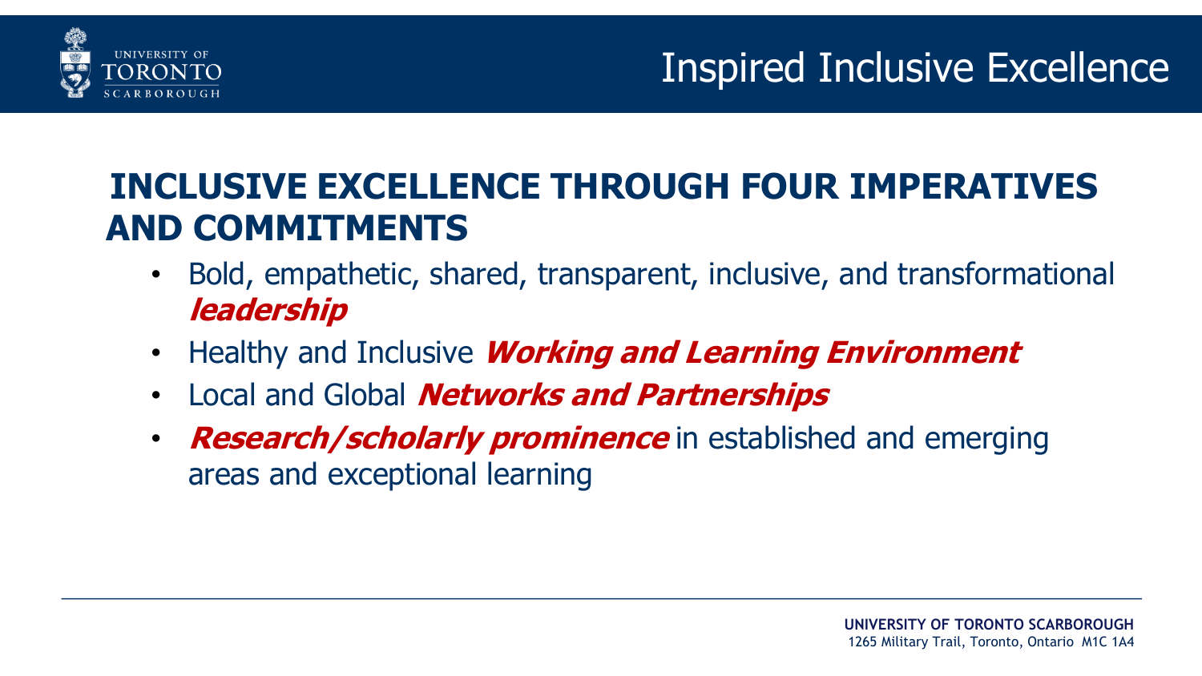# Inspired Inclusive Excellence

## INCLUSIVE EXCELLENCE THROUGH FOUR IMPERATIVES AND COMMITMENTS

- Bold, empathetic, shared, transparent, inclusive, and transformational ***leadership***
- Healthy and Inclusive ***Working and Learning Environment***
- Local and Global ***Networks and Partnerships***
- ***Research/scholarly prominence*** in established and emerging areas and exceptional learning

**UNIVERSITY OF TORONTO SCARBOROUGH**
1265 Military Trail, Toronto, Ontario M1C 1A4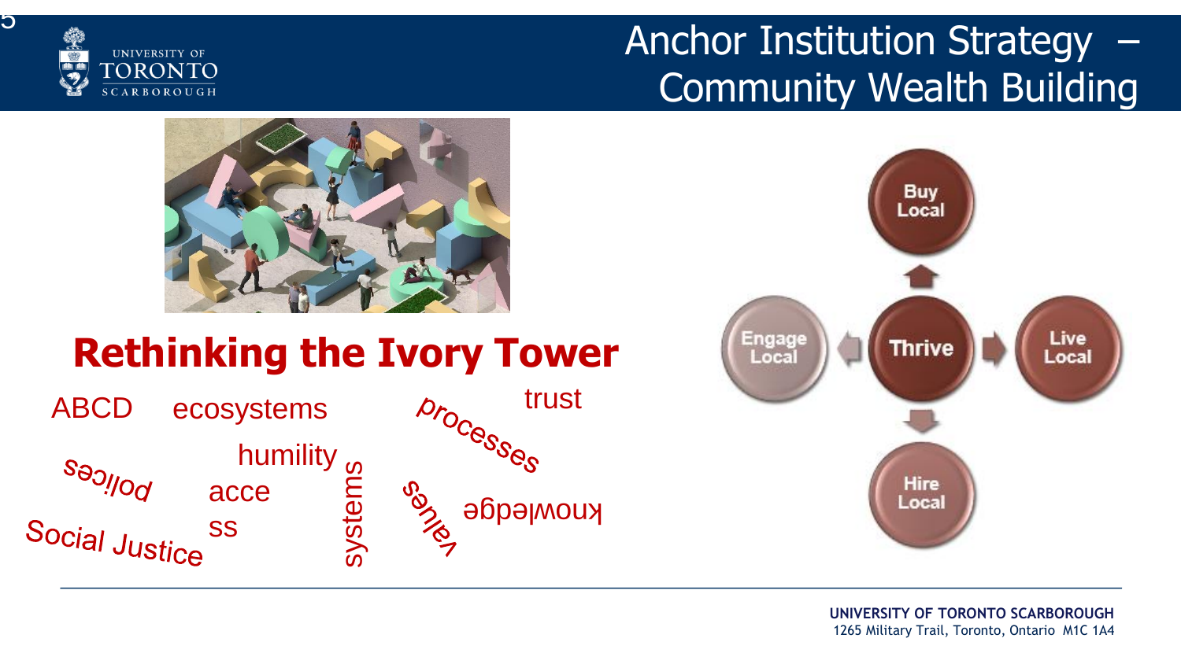# Anchor Institution Strategy – Community Wealth Building

## Rethinking the Ivory Tower

ABCD ecosystems processes trust

policies humility systems values knowledge

acce ss

Social Justice

Buy Local

Engage Local

Thrive

Live Local

Hire Local

UNIVERSITY OF TORONTO SCARBOROUGH
1265 Military Trail, Toronto, Ontario M1C 1A4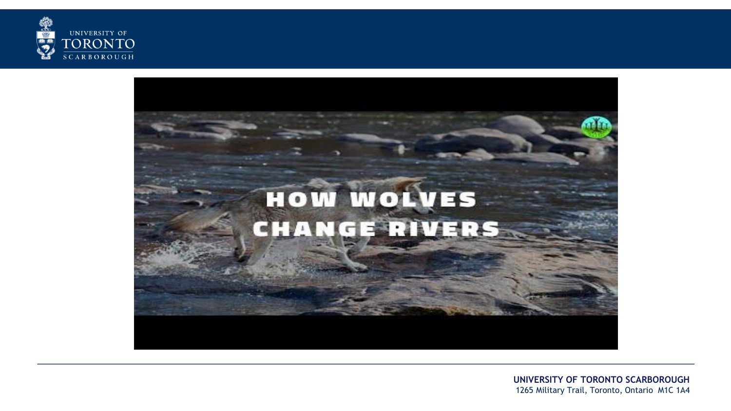HOW WOLVES CHANGE RIVERS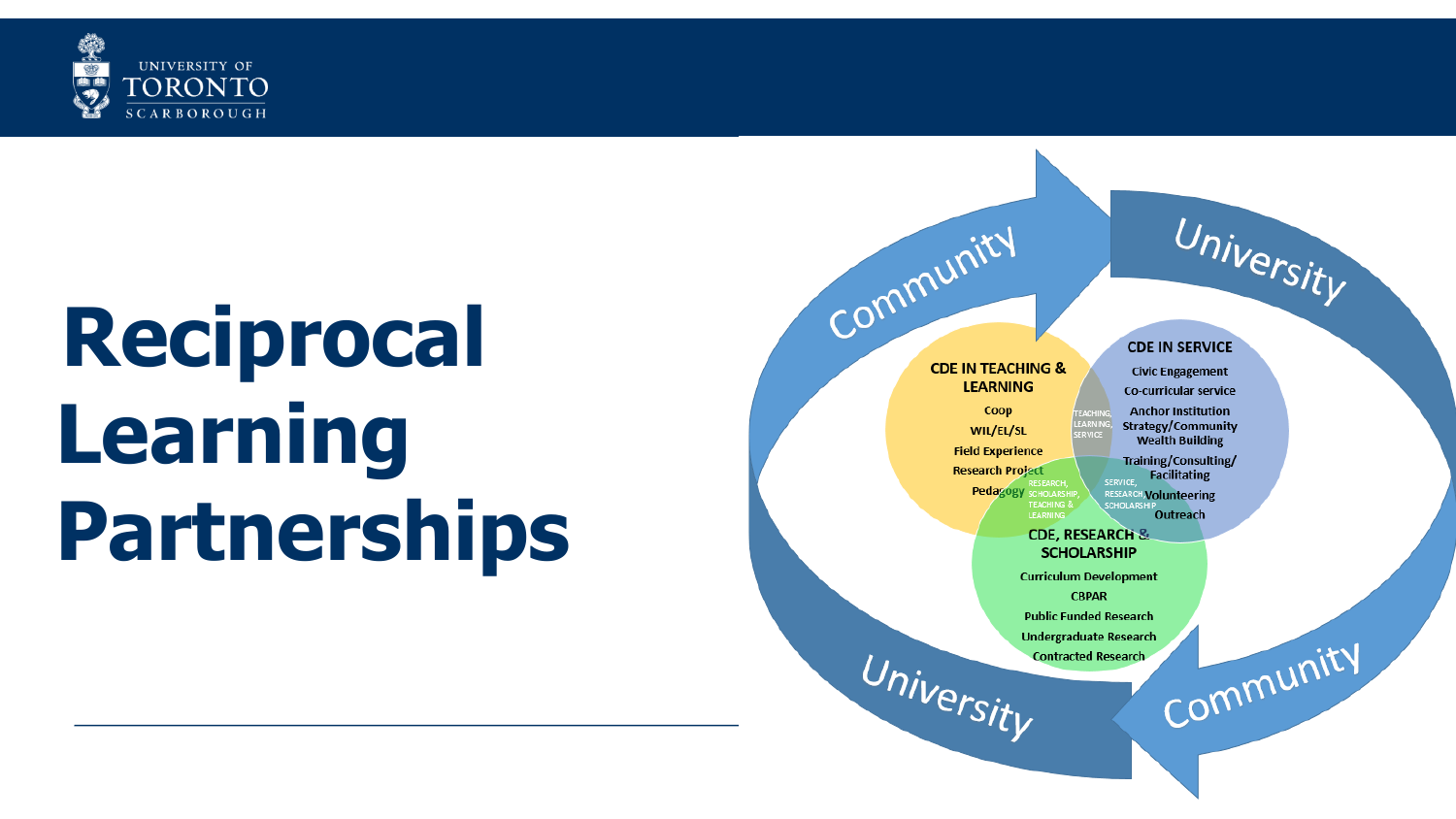# Reciprocal Learning Partnerships

Community → University → Community → University

**CDE IN TEACHING & LEARNING**

- Coop
- WIL/EL/SL
- Field Experience
- Research Project
- Pedagogy

**CDE IN SERVICE**

- Civic Engagement
- Co-curricular service
- Anchor Institution Strategy/Community Wealth Building
- Training/Consulting/Facilitating
- Volunteering
- Outreach

**CDE, RESEARCH & SCHOLARSHIP**

- Curriculum Development
- CBPAR
- Public Funded Research
- Undergraduate Research
- Contracted Research

TEACHING, LEARNING, SERVICE

RESEARCH, SCHOLARSHIP, TEACHING & LEARNING

SERVICE, RESEARCH, SCHOLARSHIP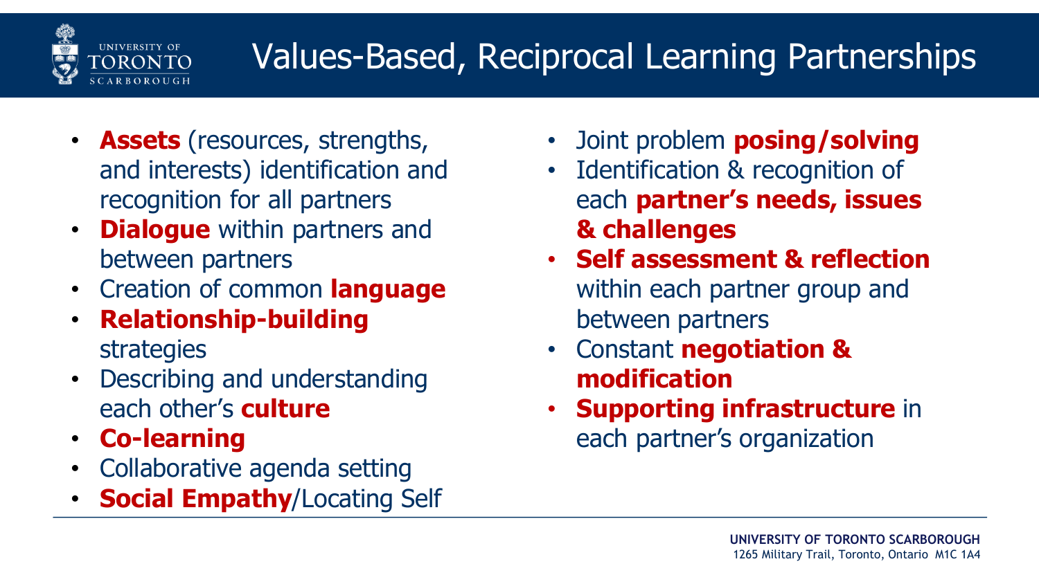# Values-Based, Reciprocal Learning Partnerships

- **Assets** (resources, strengths, and interests) identification and recognition for all partners
- **Dialogue** within partners and between partners
- Creation of common **language**
- **Relationship-building** strategies
- Describing and understanding each other's **culture**
- **Co-learning**
- Collaborative agenda setting
- **Social Empathy**/Locating Self
- Joint problem **posing/solving**
- Identification & recognition of each **partner's needs, issues & challenges**
- **Self assessment & reflection** within each partner group and between partners
- Constant **negotiation & modification**
- **Supporting infrastructure** in each partner's organization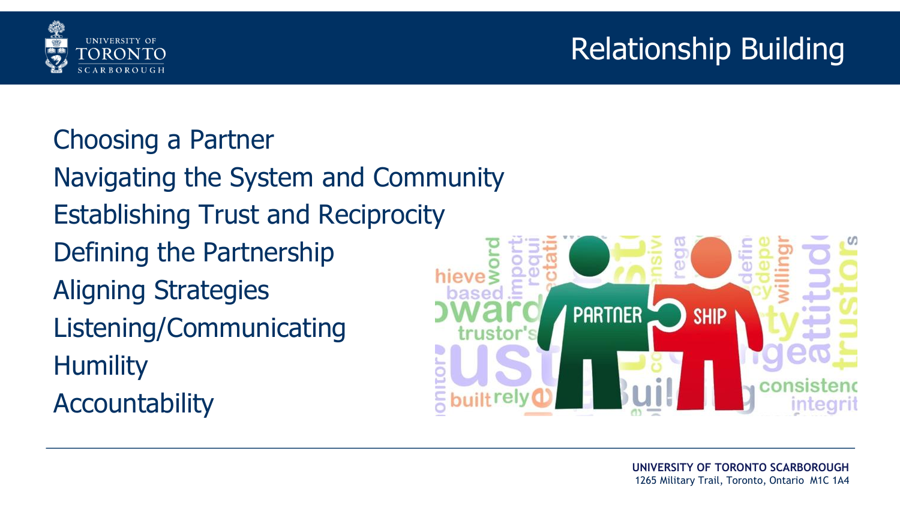# Relationship Building

- Choosing a Partner
- Navigating the System and Community
- Establishing Trust and Reciprocity
- Defining the Partnership
- Aligning Strategies
- Listening/Communicating
- Humility
- Accountability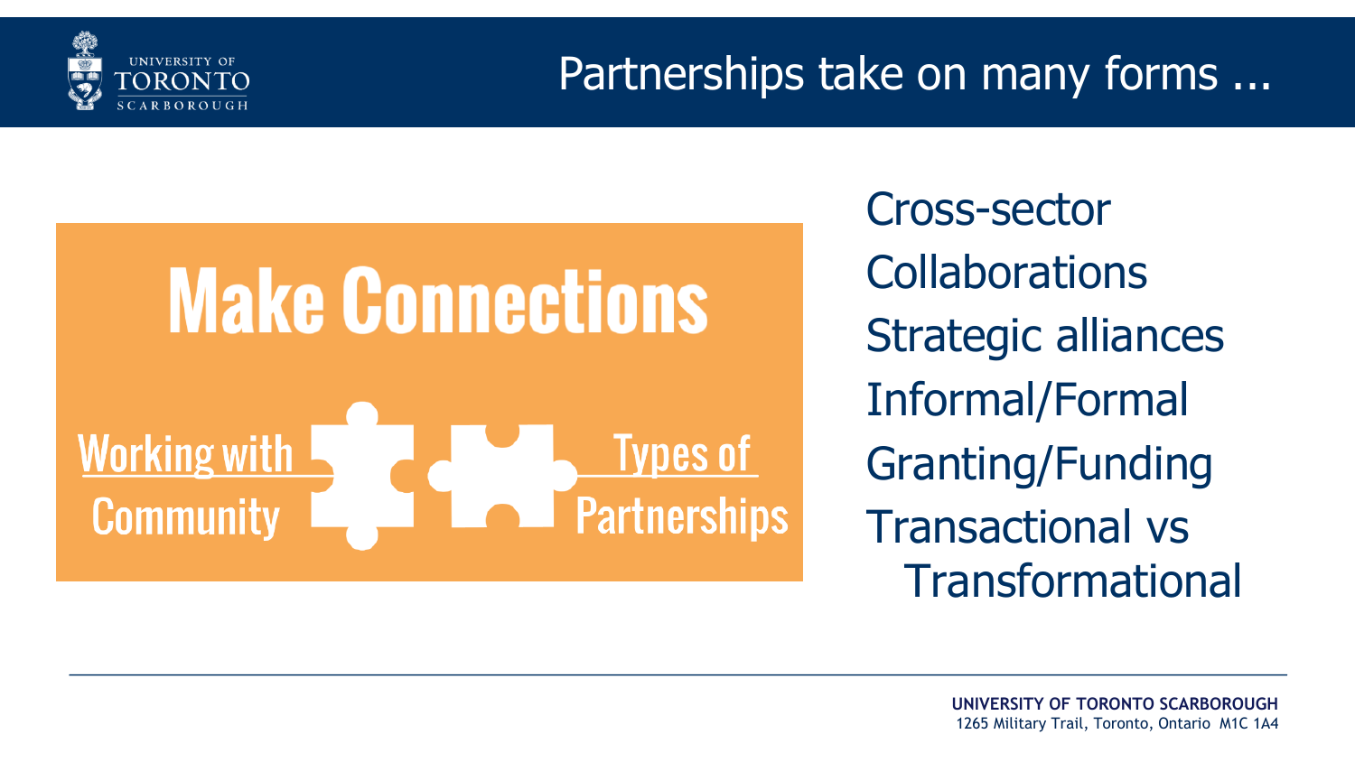# Partnerships take on many forms ...

## Make Connections

Working with Community

Types of Partnerships

- Cross-sector
- Collaborations
- Strategic alliances
- Informal/Formal
- Granting/Funding
- Transactional vs Transformational

**UNIVERSITY OF TORONTO SCARBOROUGH**
1265 Military Trail, Toronto, Ontario M1C 1A4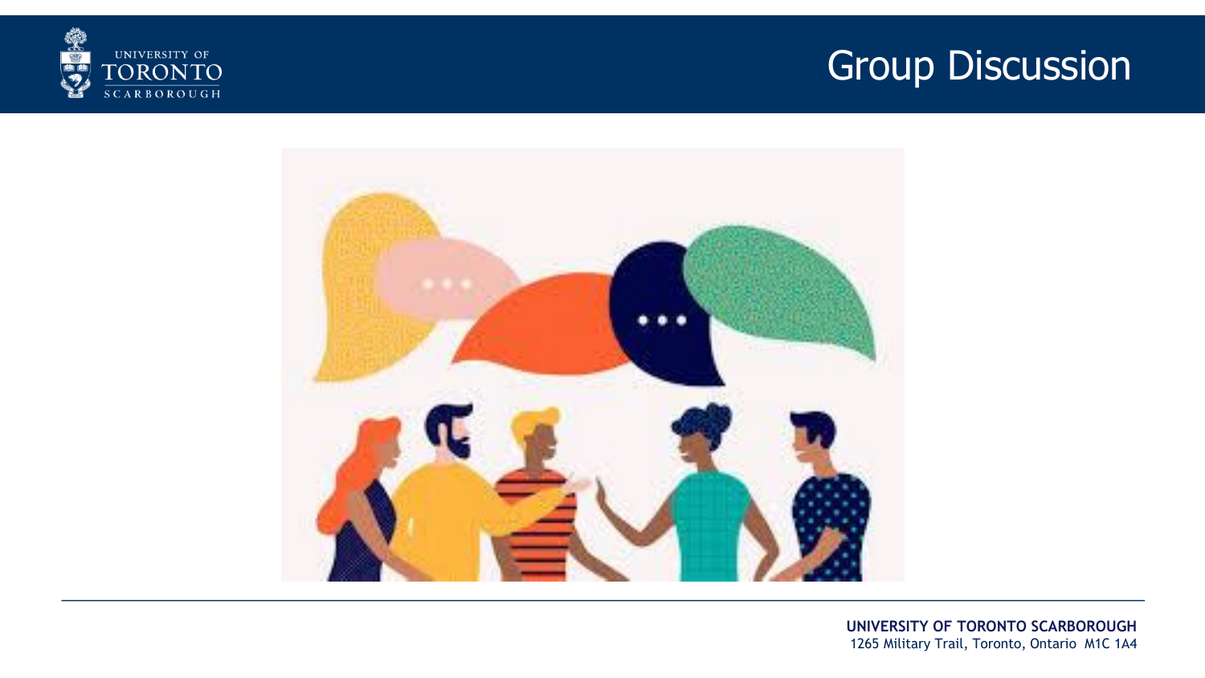# Group Discussion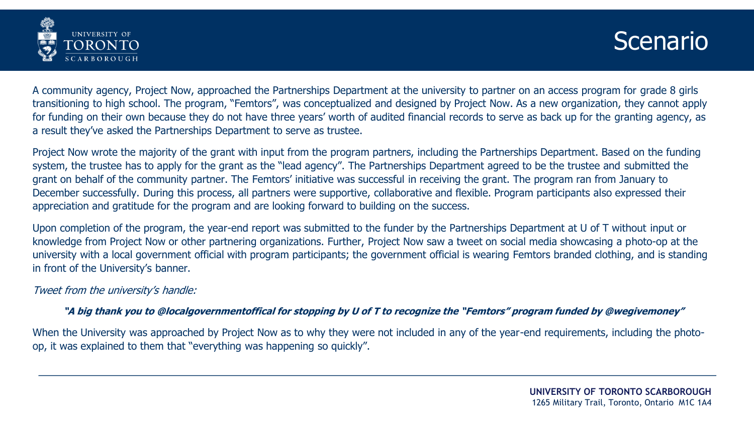# Scenario

A community agency, Project Now, approached the Partnerships Department at the university to partner on an access program for grade 8 girls transitioning to high school. The program, "Femtors", was conceptualized and designed by Project Now. As a new organization, they cannot apply for funding on their own because they do not have three years' worth of audited financial records to serve as back up for the granting agency, as a result they've asked the Partnerships Department to serve as trustee.

Project Now wrote the majority of the grant with input from the program partners, including the Partnerships Department. Based on the funding system, the trustee has to apply for the grant as the "lead agency". The Partnerships Department agreed to be the trustee and submitted the grant on behalf of the community partner. The Femtors' initiative was successful in receiving the grant. The program ran from January to December successfully. During this process, all partners were supportive, collaborative and flexible. Program participants also expressed their appreciation and gratitude for the program and are looking forward to building on the success.

Upon completion of the program, the year-end report was submitted to the funder by the Partnerships Department at U of T without input or knowledge from Project Now or other partnering organizations. Further, Project Now saw a tweet on social media showcasing a photo-op at the university with a local government official with program participants; the government official is wearing Femtors branded clothing, and is standing in front of the University's banner.

*Tweet from the university's handle:*

> ***"A big thank you to @localgovernmentoffical for stopping by U of T to recognize the "Femtors" program funded by @wegivemoney"***

When the University was approached by Project Now as to why they were not included in any of the year-end requirements, including the photo-op, it was explained to them that "everything was happening so quickly".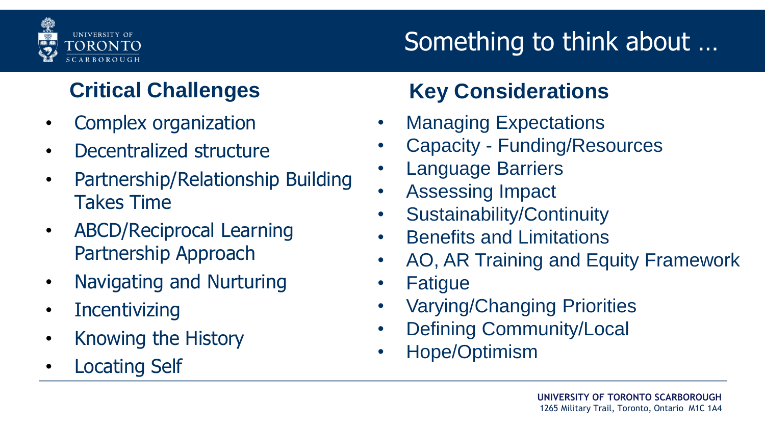# Something to think about …

## Critical Challenges

- Complex organization
- Decentralized structure
- Partnership/Relationship Building Takes Time
- ABCD/Reciprocal Learning Partnership Approach
- Navigating and Nurturing
- Incentivizing
- Knowing the History
- Locating Self

## Key Considerations

- Managing Expectations
- Capacity - Funding/Resources
- Language Barriers
- Assessing Impact
- Sustainability/Continuity
- Benefits and Limitations
- AO, AR Training and Equity Framework
- Fatigue
- Varying/Changing Priorities
- Defining Community/Local
- Hope/Optimism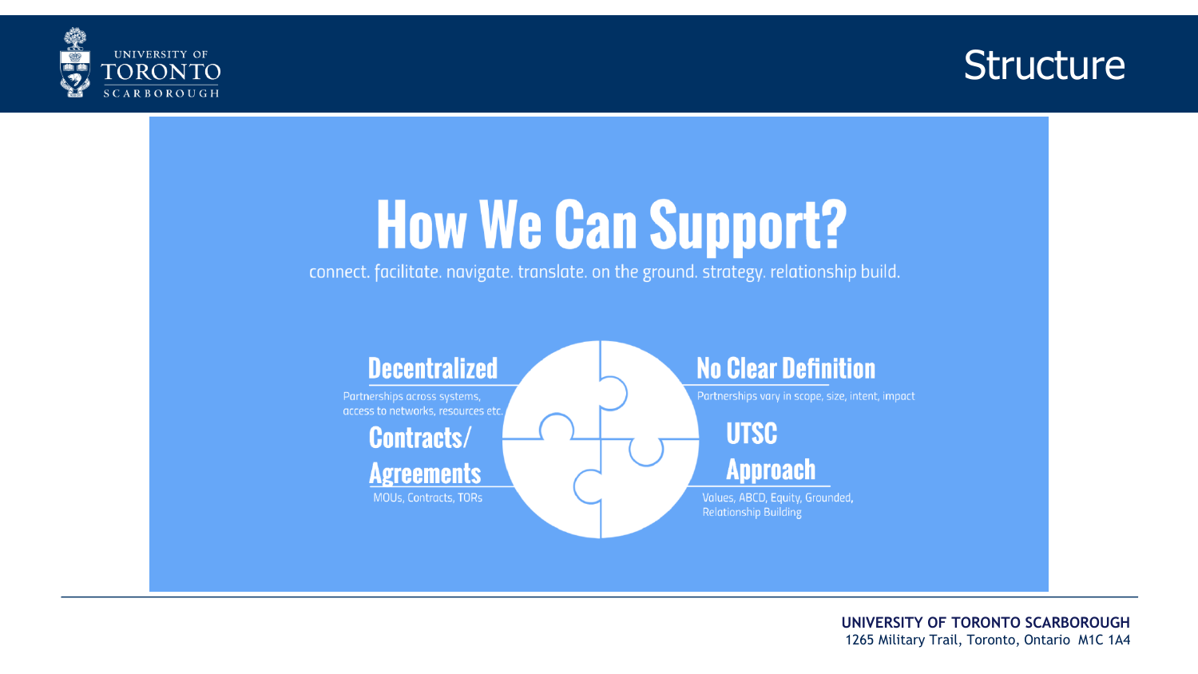# Structure

## How We Can Support?

connect. facilitate. navigate. translate. on the ground. strategy. relationship build.

### Decentralized

Partnerships across systems, access to networks, resources etc.

### Contracts/ Agreements

MOUs, Contracts, TORs

### No Clear Definition

Partnerships vary in scope, size, intent, impact

### UTSC Approach

Values, ABCD, Equity, Grounded, Relationship Building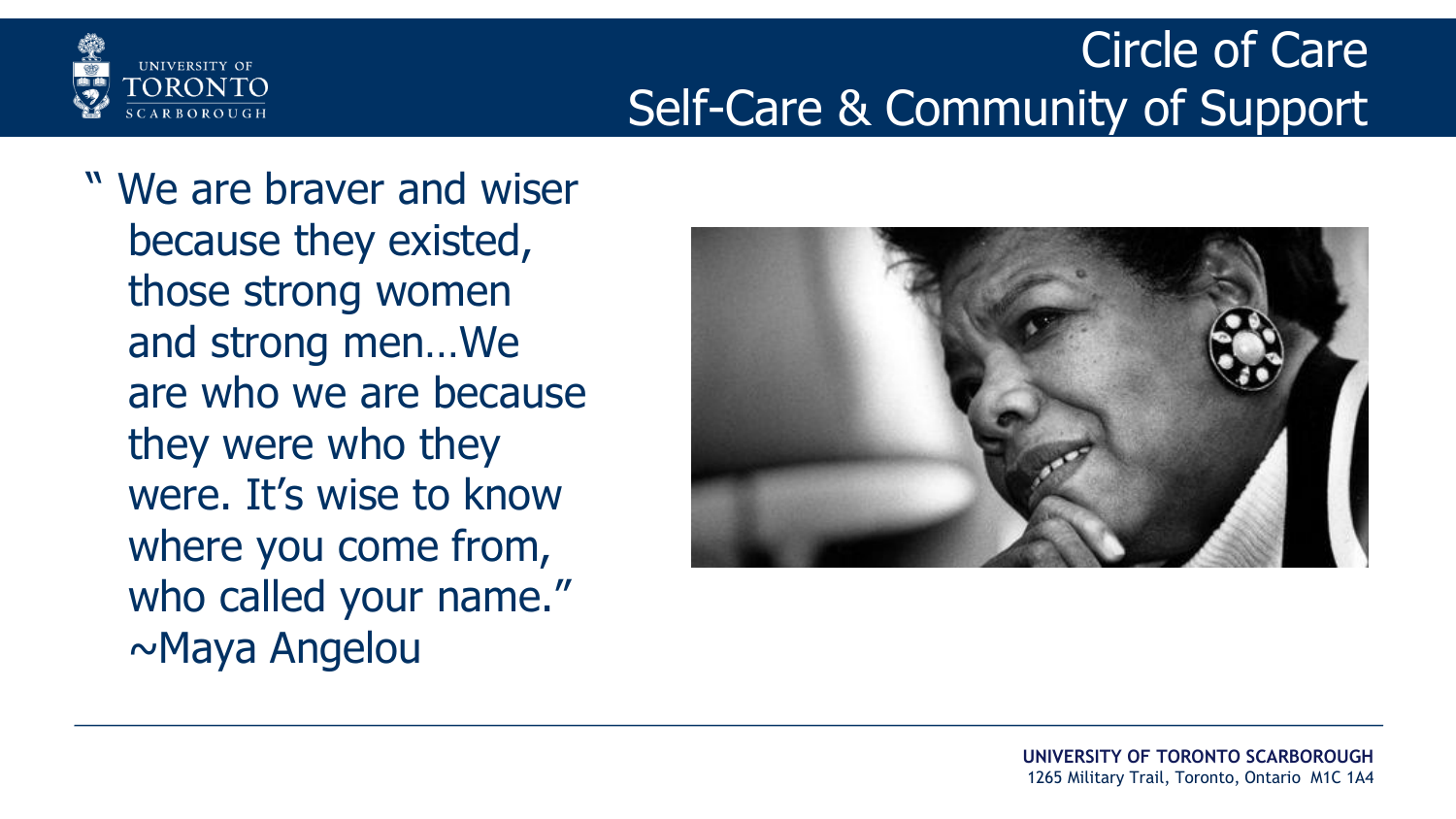# Circle of Care
## Self-Care & Community of Support

" We are braver and wiser because they existed, those strong women and strong men…We are who we are because they were who they were. It's wise to know where you come from, who called your name."
~Maya Angelou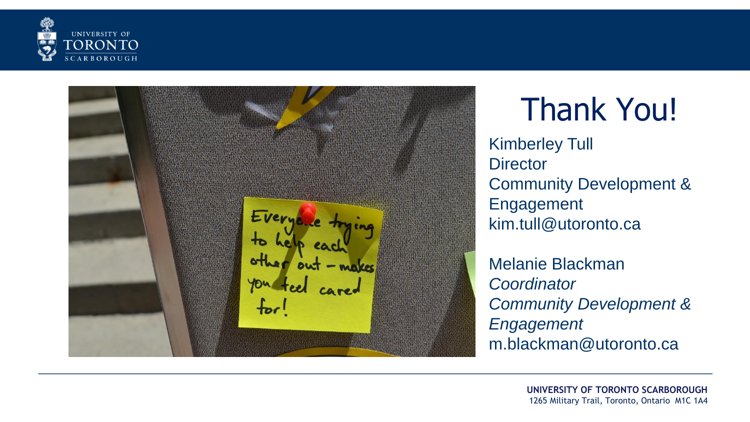# Thank You!

Kimberley Tull
Director
Community Development & Engagement
kim.tull@utoronto.ca

Melanie Blackman
*Coordinator*
*Community Development & Engagement*
m.blackman@utoronto.ca

**UNIVERSITY OF TORONTO SCARBOROUGH**
1265 Military Trail, Toronto, Ontario M1C 1A4